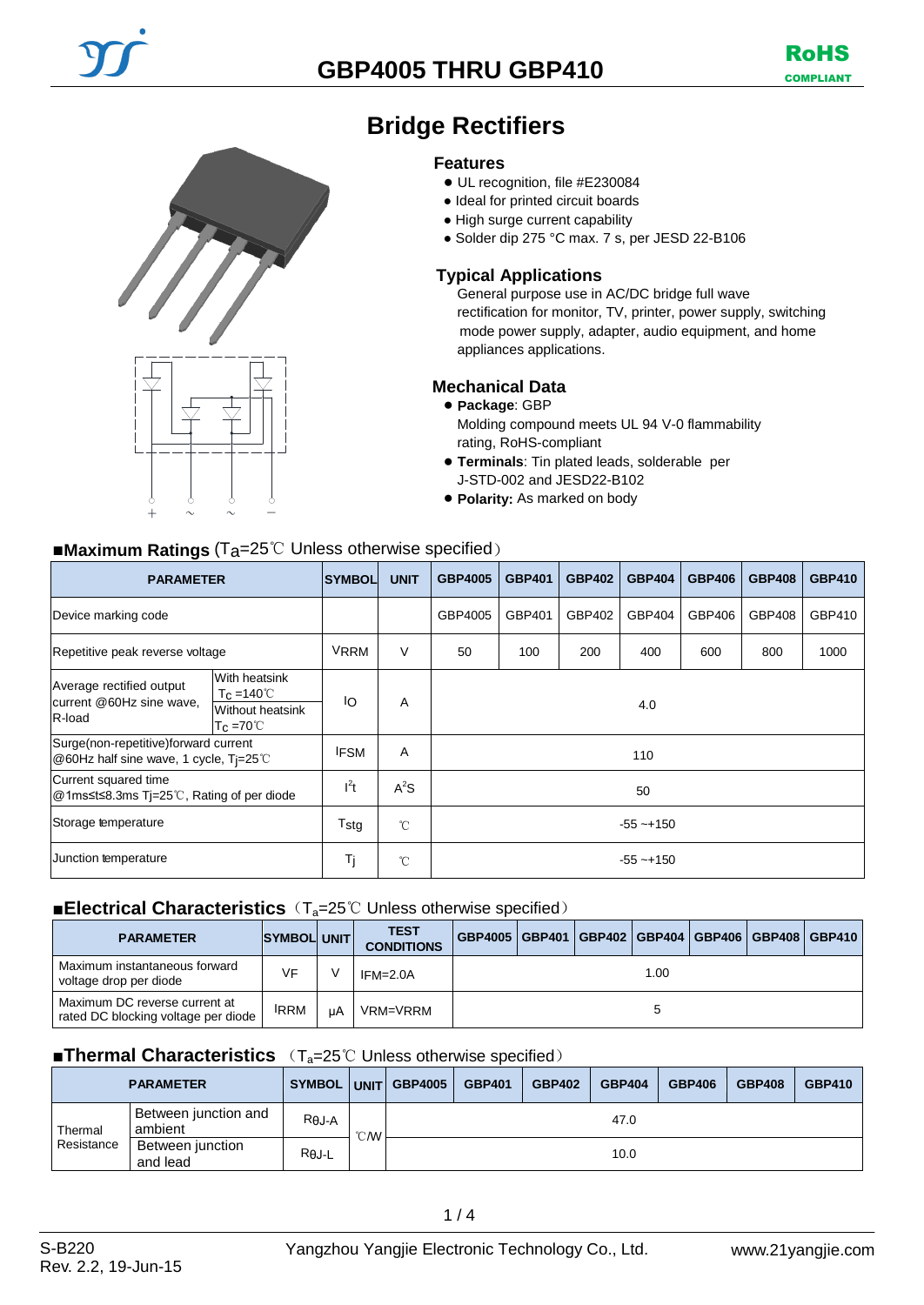# GBP4005 THRU GBP410

RoHS COMPLIANT

## Bridge Rectifiers

### Features

- UL recognition, file #E230084
- Ideal for printed circuit boards
- High surge current capability
- Solder dip 275 °C max. 7 s, per JESD 22-B106

### Typical Applications

General purpose use in AC/DC bridge full wave rectification for monitor, TV, printer, power supply, switching mode power supply, adapter, audio equipment, and home appliances applications.

### Mechanical Data

- **Package**: GBP
  Molding compound meets UL 94 V-0 flammability rating, RoHS-compliant
- **Terminals**: Tin plated leads, solderable per J-STD-002 and JESD22-B102
- **Polarity:** As marked on body

### ■Maximum Ratings ($T_a$=25℃ Unless otherwise specified)

| PARAMETER | | SYMBOL | UNIT | GBP4005 | GBP401 | GBP402 | GBP404 | GBP406 | GBP408 | GBP410 |
|---|---|---|---|---|---|---|---|---|---|---|
| Device marking code | | | | GBP4005 | GBP401 | GBP402 | GBP404 | GBP406 | GBP408 | GBP410 |
| Repetitive peak reverse voltage | | $V_{RRM}$ | V | 50 | 100 | 200 | 400 | 600 | 800 | 1000 |
| Average rectified output current @60Hz sine wave, R-load | With heatsink $T_C$ =140℃ | $I_O$ | A | 4.0 | | | | | | |
| | Without heatsink $T_C$ =70℃ | | | | | | | | | |
| Surge(non-repetitive)forward current @60Hz half sine wave, 1 cycle, Tj=25℃ | | $I_{FSM}$ | A | 110 | | | | | | |
| Current squared time @1ms≤t≤8.3ms Tj=25℃, Rating of per diode | | $I^2t$ | $A^2S$ | 50 | | | | | | |
| Storage temperature | | $T_{stg}$ | ℃ | -55 ~+150 | | | | | | |
| Junction temperature | | $T_j$ | ℃ | -55 ~+150 | | | | | | |

### ■Electrical Characteristics ($T_a$=25℃ Unless otherwise specified)

| PARAMETER | SYMBOL | UNIT | TEST CONDITIONS | GBP4005 | GBP401 | GBP402 | GBP404 | GBP406 | GBP408 | GBP410 |
|---|---|---|---|---|---|---|---|---|---|---|
| Maximum instantaneous forward voltage drop per diode | $V_F$ | V | $I_{FM}$=2.0A | 1.00 | | | | | | |
| Maximum DC reverse current at rated DC blocking voltage per diode | $I_{RRM}$ | μA | $V_{RM}$=$V_{RRM}$ | 5 | | | | | | |

### ■Thermal Characteristics ($T_a$=25℃ Unless otherwise specified)

| PARAMETER | | SYMBOL | UNIT | GBP4005 | GBP401 | GBP402 | GBP404 | GBP406 | GBP408 | GBP410 |
|---|---|---|---|---|---|---|---|---|---|---|
| Thermal Resistance | Between junction and ambient | $R_{\theta J\text{-}A}$ | ℃/W | 47.0 | | | | | | |
| | Between junction and lead | $R_{\theta J\text{-}L}$ | | 10.0 | | | | | | |

S-B220
Rev. 2.2, 19-Jun-15

Yangzhou Yangjie Electronic Technology Co., Ltd.

www.21yangjie.com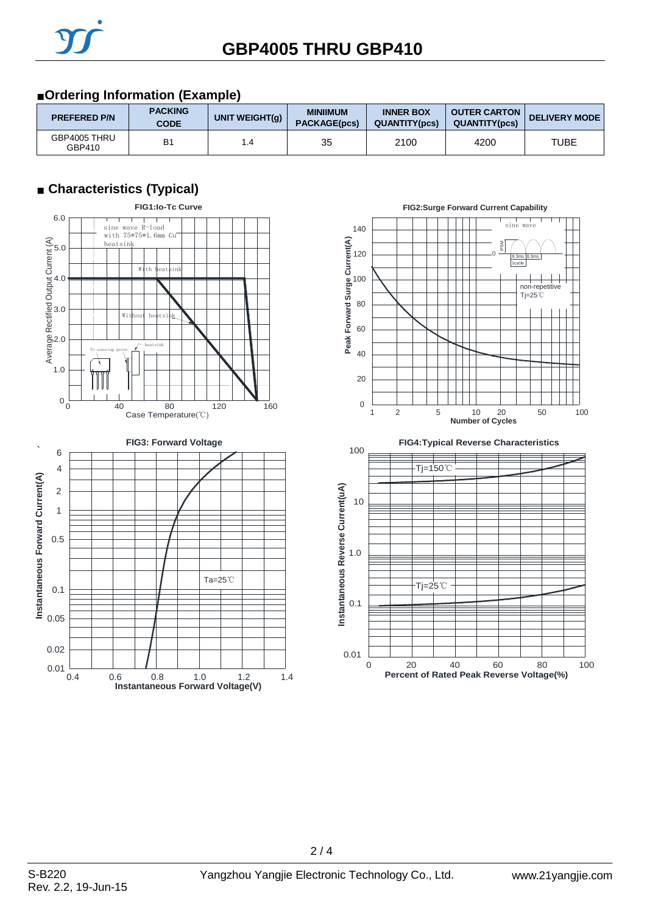## ■Ordering Information (Example)

| PREFERED P/N | PACKING CODE | UNIT WEIGHT(g) | MINIIMUM PACKAGE(pcs) | INNER BOX QUANTITY(pcs) | OUTER CARTON QUANTITY(pcs) | DELIVERY MODE |
|---|---|---|---|---|---|---|
| GBP4005 THRU GBP410 | B1 | 1.4 | 35 | 2100 | 4200 | TUBE |

## ■ Characteristics (Typical)

FIG1:Io-Tc Curve

FIG2:Surge Forward Current Capability

FIG3: Forward Voltage

FIG4:Typical Reverse Characteristics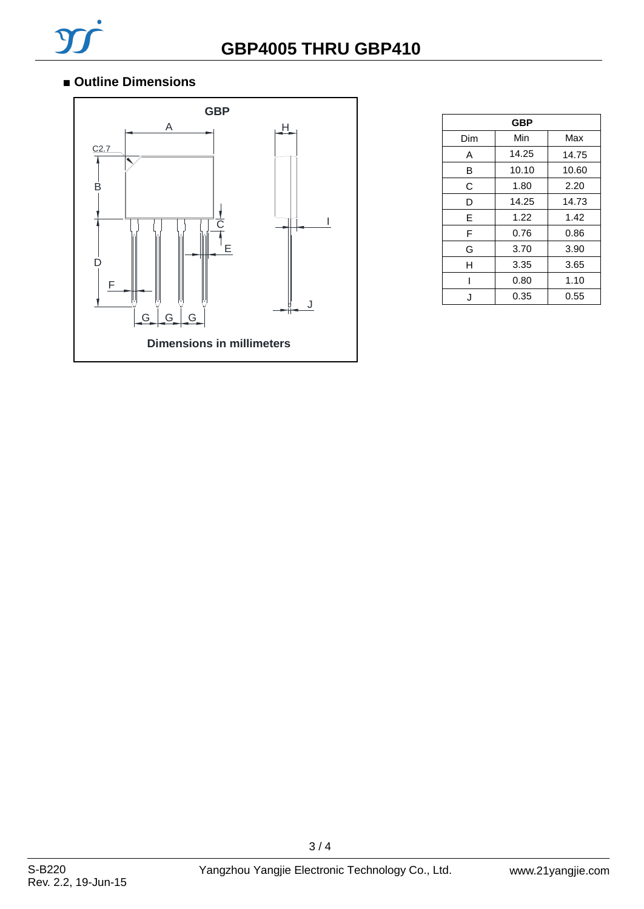## ■ Outline Dimensions

GBP

Dimensions in millimeters

| GBP | | |
|---|---|---|
| Dim | Min | Max |
| A | 14.25 | 14.75 |
| B | 10.10 | 10.60 |
| C | 1.80 | 2.20 |
| D | 14.25 | 14.73 |
| E | 1.22 | 1.42 |
| F | 0.76 | 0.86 |
| G | 3.70 | 3.90 |
| H | 3.35 | 3.65 |
| I | 0.80 | 1.10 |
| J | 0.35 | 0.55 |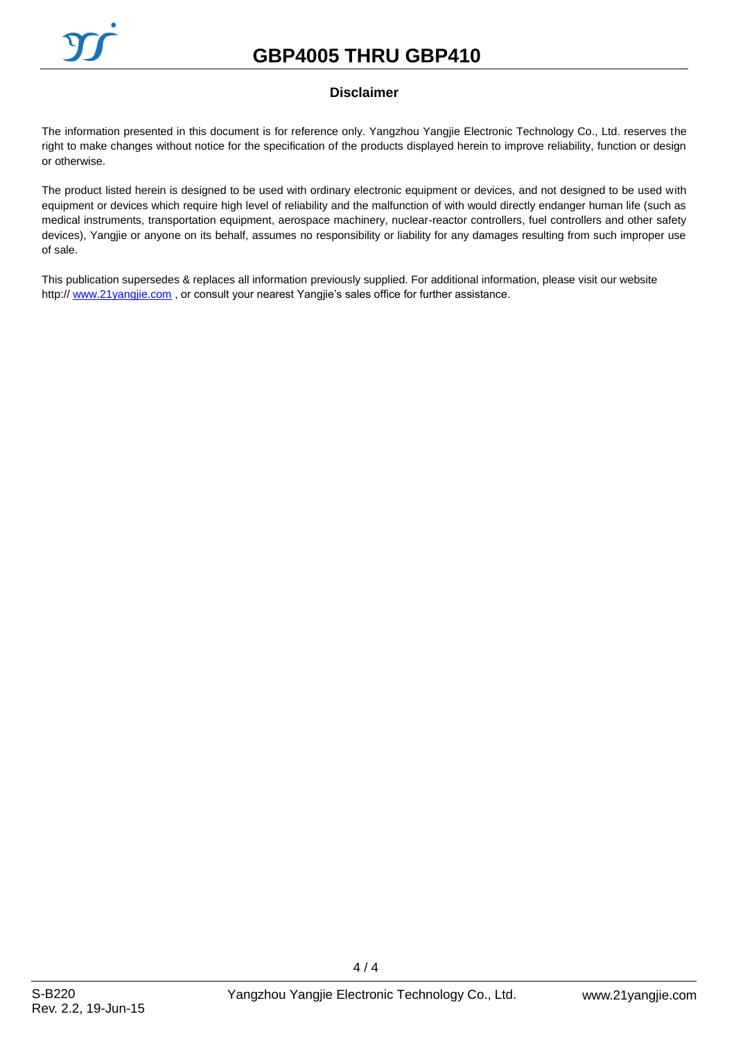## Disclaimer

The information presented in this document is for reference only. Yangzhou Yangjie Electronic Technology Co., Ltd. reserves the right to make changes without notice for the specification of the products displayed herein to improve reliability, function or design or otherwise.

The product listed herein is designed to be used with ordinary electronic equipment or devices, and not designed to be used with equipment or devices which require high level of reliability and the malfunction of with would directly endanger human life (such as medical instruments, transportation equipment, aerospace machinery, nuclear-reactor controllers, fuel controllers and other safety devices), Yangjie or anyone on its behalf, assumes no responsibility or liability for any damages resulting from such improper use of sale.

This publication supersedes & replaces all information previously supplied. For additional information, please visit our website http:// www.21yangjie.com , or consult your nearest Yangjie's sales office for further assistance.